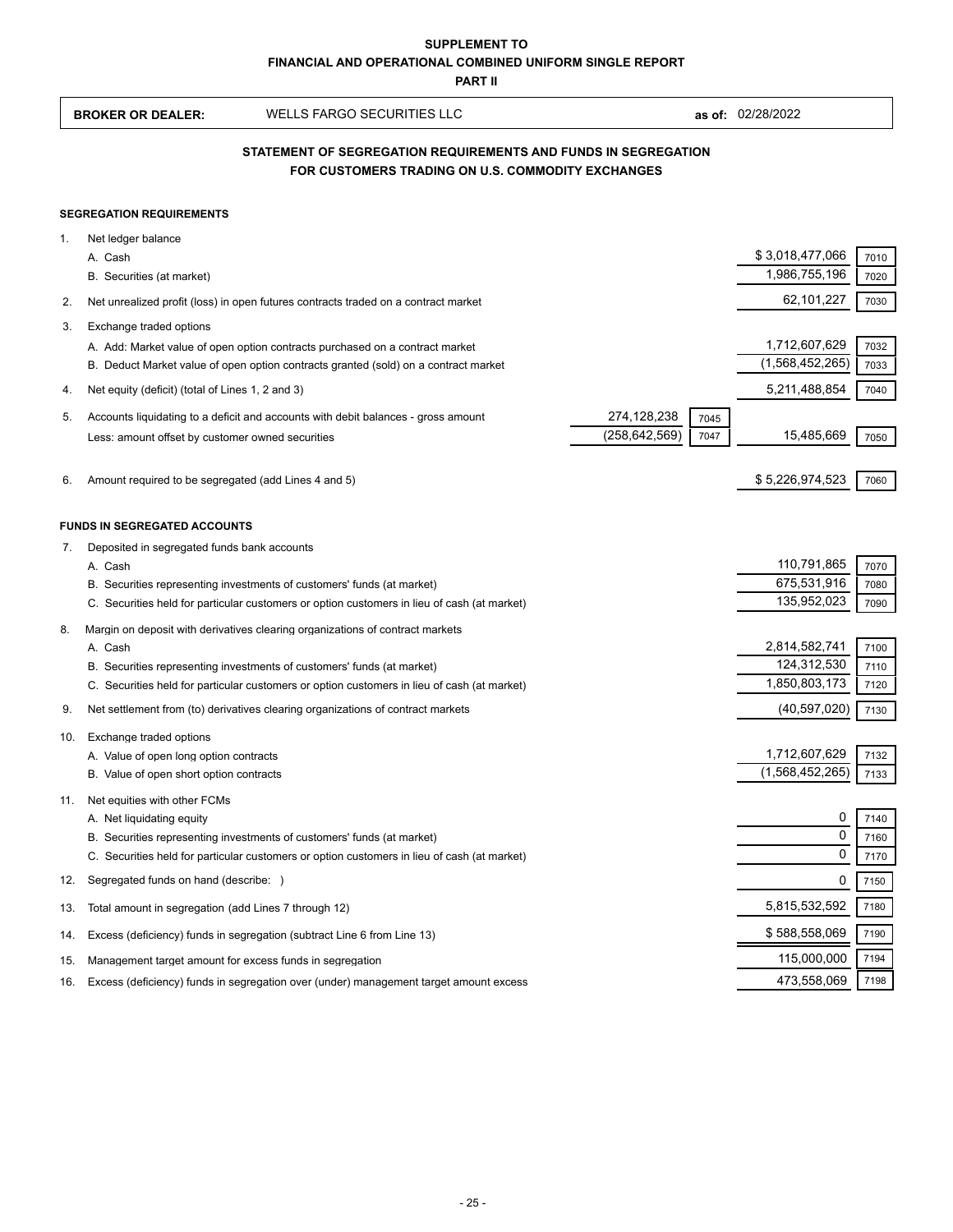**SUPPLEMENT TO**
**FINANCIAL AND OPERATIONAL COMBINED UNIFORM SINGLE REPORT**
**PART II**

**BROKER OR DEALER:** WELLS FARGO SECURITIES LLC **as of:** 02/28/2022

## STATEMENT OF SEGREGATION REQUIREMENTS AND FUNDS IN SEGREGATION FOR CUSTOMERS TRADING ON U.S. COMMODITY EXCHANGES

### SEGREGATION REQUIREMENTS

| | | | | | |
|---|---|---|---|---|---|
| 1. | Net ledger balance | | | | |
| | A. Cash | | | $ 3,018,477,066 | 7010 |
| | B. Securities (at market) | | | 1,986,755,196 | 7020 |
| 2. | Net unrealized profit (loss) in open futures contracts traded on a contract market | | | 62,101,227 | 7030 |
| 3. | Exchange traded options | | | | |
| | A. Add: Market value of open option contracts purchased on a contract market | | | 1,712,607,629 | 7032 |
| | B. Deduct Market value of open option contracts granted (sold) on a contract market | | | (1,568,452,265) | 7033 |
| 4. | Net equity (deficit) (total of Lines 1, 2 and 3) | | | 5,211,488,854 | 7040 |
| 5. | Accounts liquidating to a deficit and accounts with debit balances - gross amount | 274,128,238 | 7045 | | |
| | Less: amount offset by customer owned securities | (258,642,569) | 7047 | 15,485,669 | 7050 |
| 6. | Amount required to be segregated (add Lines 4 and 5) | | | $ 5,226,974,523 | 7060 |

### FUNDS IN SEGREGATED ACCOUNTS

| | | | |
|---|---|---|---|
| 7. | Deposited in segregated funds bank accounts | | |
| | A. Cash | 110,791,865 | 7070 |
| | B. Securities representing investments of customers' funds (at market) | 675,531,916 | 7080 |
| | C. Securities held for particular customers or option customers in lieu of cash (at market) | 135,952,023 | 7090 |
| 8. | Margin on deposit with derivatives clearing organizations of contract markets | | |
| | A. Cash | 2,814,582,741 | 7100 |
| | B. Securities representing investments of customers' funds (at market) | 124,312,530 | 7110 |
| | C. Securities held for particular customers or option customers in lieu of cash (at market) | 1,850,803,173 | 7120 |
| 9. | Net settlement from (to) derivatives clearing organizations of contract markets | (40,597,020) | 7130 |
| 10. | Exchange traded options | | |
| | A. Value of open long option contracts | 1,712,607,629 | 7132 |
| | B. Value of open short option contracts | (1,568,452,265) | 7133 |
| 11. | Net equities with other FCMs | | |
| | A. Net liquidating equity | 0 | 7140 |
| | B. Securities representing investments of customers' funds (at market) | 0 | 7160 |
| | C. Securities held for particular customers or option customers in lieu of cash (at market) | 0 | 7170 |
| 12. | Segregated funds on hand (describe: ) | 0 | 7150 |
| 13. | Total amount in segregation (add Lines 7 through 12) | 5,815,532,592 | 7180 |
| 14. | Excess (deficiency) funds in segregation (subtract Line 6 from Line 13) | $ 588,558,069 | 7190 |
| 15. | Management target amount for excess funds in segregation | 115,000,000 | 7194 |
| 16. | Excess (deficiency) funds in segregation over (under) management target amount excess | 473,558,069 | 7198 |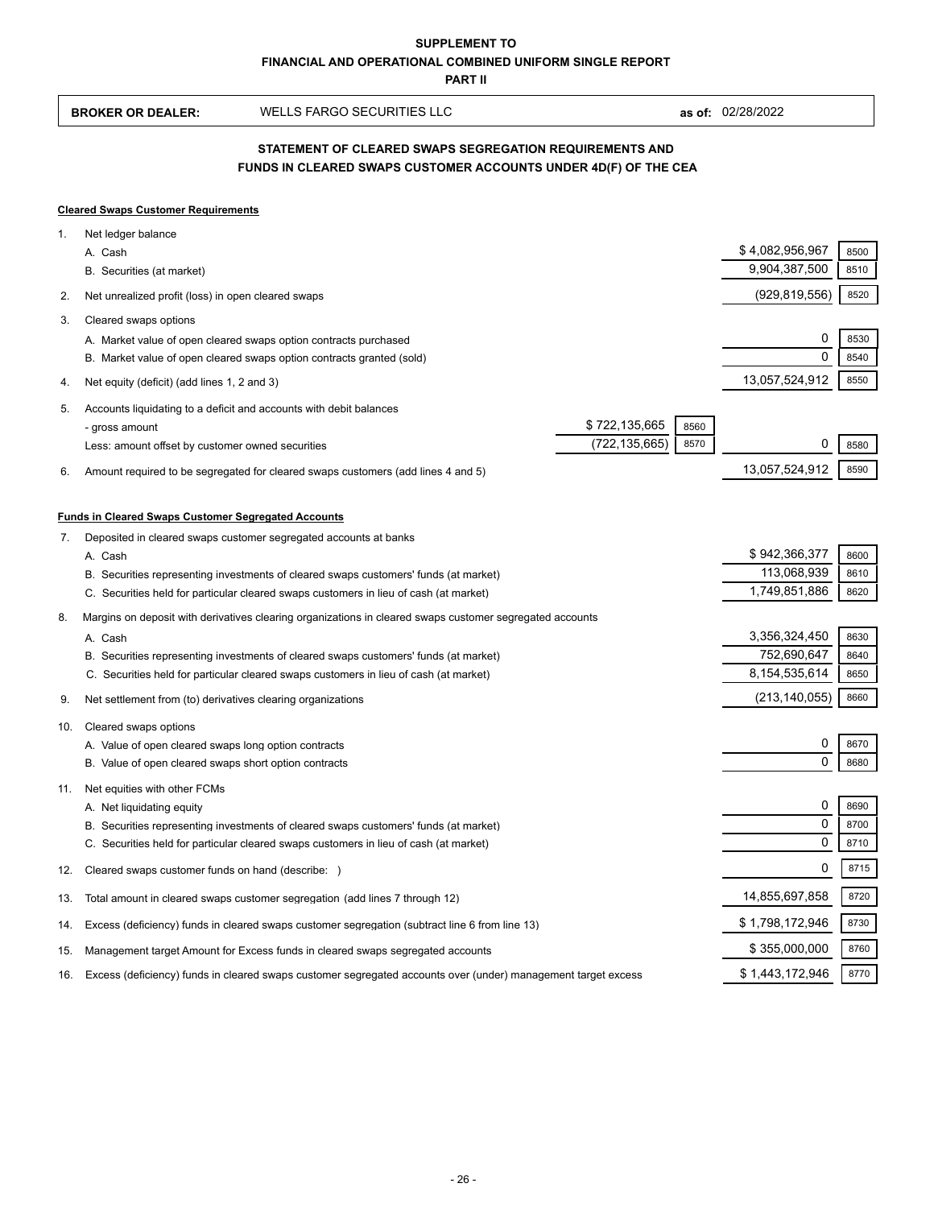**SUPPLEMENT TO**
**FINANCIAL AND OPERATIONAL COMBINED UNIFORM SINGLE REPORT**
**PART II**

| **BROKER OR DEALER:** | WELLS FARGO SECURITIES LLC | **as of:** 02/28/2022 |
|---|---|---|

## STATEMENT OF CLEARED SWAPS SEGREGATION REQUIREMENTS AND FUNDS IN CLEARED SWAPS CUSTOMER ACCOUNTS UNDER 4D(F) OF THE CEA

**Cleared Swaps Customer Requirements**

| | | | | | |
|---|---|---|---|---|---|
| 1. | Net ledger balance | | | | |
| | A. Cash | | | $ 4,082,956,967 | 8500 |
| | B. Securities (at market) | | | 9,904,387,500 | 8510 |
| 2. | Net unrealized profit (loss) in open cleared swaps | | | (929,819,556) | 8520 |
| 3. | Cleared swaps options | | | | |
| | A. Market value of open cleared swaps option contracts purchased | | | 0 | 8530 |
| | B. Market value of open cleared swaps option contracts granted (sold) | | | 0 | 8540 |
| 4. | Net equity (deficit) (add lines 1, 2 and 3) | | | 13,057,524,912 | 8550 |
| 5. | Accounts liquidating to a deficit and accounts with debit balances | | | | |
| | - gross amount | $ 722,135,665 | 8560 | | |
| | Less: amount offset by customer owned securities | (722,135,665) | 8570 | 0 | 8580 |
| 6. | Amount required to be segregated for cleared swaps customers (add lines 4 and 5) | | | 13,057,524,912 | 8590 |

**Funds in Cleared Swaps Customer Segregated Accounts**

| | | | |
|---|---|---|---|
| 7. | Deposited in cleared swaps customer segregated accounts at banks | | |
| | A. Cash | $ 942,366,377 | 8600 |
| | B. Securities representing investments of cleared swaps customers' funds (at market) | 113,068,939 | 8610 |
| | C. Securities held for particular cleared swaps customers in lieu of cash (at market) | 1,749,851,886 | 8620 |
| 8. | Margins on deposit with derivatives clearing organizations in cleared swaps customer segregated accounts | | |
| | A. Cash | 3,356,324,450 | 8630 |
| | B. Securities representing investments of cleared swaps customers' funds (at market) | 752,690,647 | 8640 |
| | C. Securities held for particular cleared swaps customers in lieu of cash (at market) | 8,154,535,614 | 8650 |
| 9. | Net settlement from (to) derivatives clearing organizations | (213,140,055) | 8660 |
| 10. | Cleared swaps options | | |
| | A. Value of open cleared swaps long option contracts | 0 | 8670 |
| | B. Value of open cleared swaps short option contracts | 0 | 8680 |
| 11. | Net equities with other FCMs | | |
| | A. Net liquidating equity | 0 | 8690 |
| | B. Securities representing investments of cleared swaps customers' funds (at market) | 0 | 8700 |
| | C. Securities held for particular cleared swaps customers in lieu of cash (at market) | 0 | 8710 |
| 12. | Cleared swaps customer funds on hand (describe: ) | 0 | 8715 |
| 13. | Total amount in cleared swaps customer segregation (add lines 7 through 12) | 14,855,697,858 | 8720 |
| 14. | Excess (deficiency) funds in cleared swaps customer segregation (subtract line 6 from line 13) | $ 1,798,172,946 | 8730 |
| 15. | Management target Amount for Excess funds in cleared swaps segregated accounts | $ 355,000,000 | 8760 |
| 16. | Excess (deficiency) funds in cleared swaps customer segregated accounts over (under) management target excess | $ 1,443,172,946 | 8770 |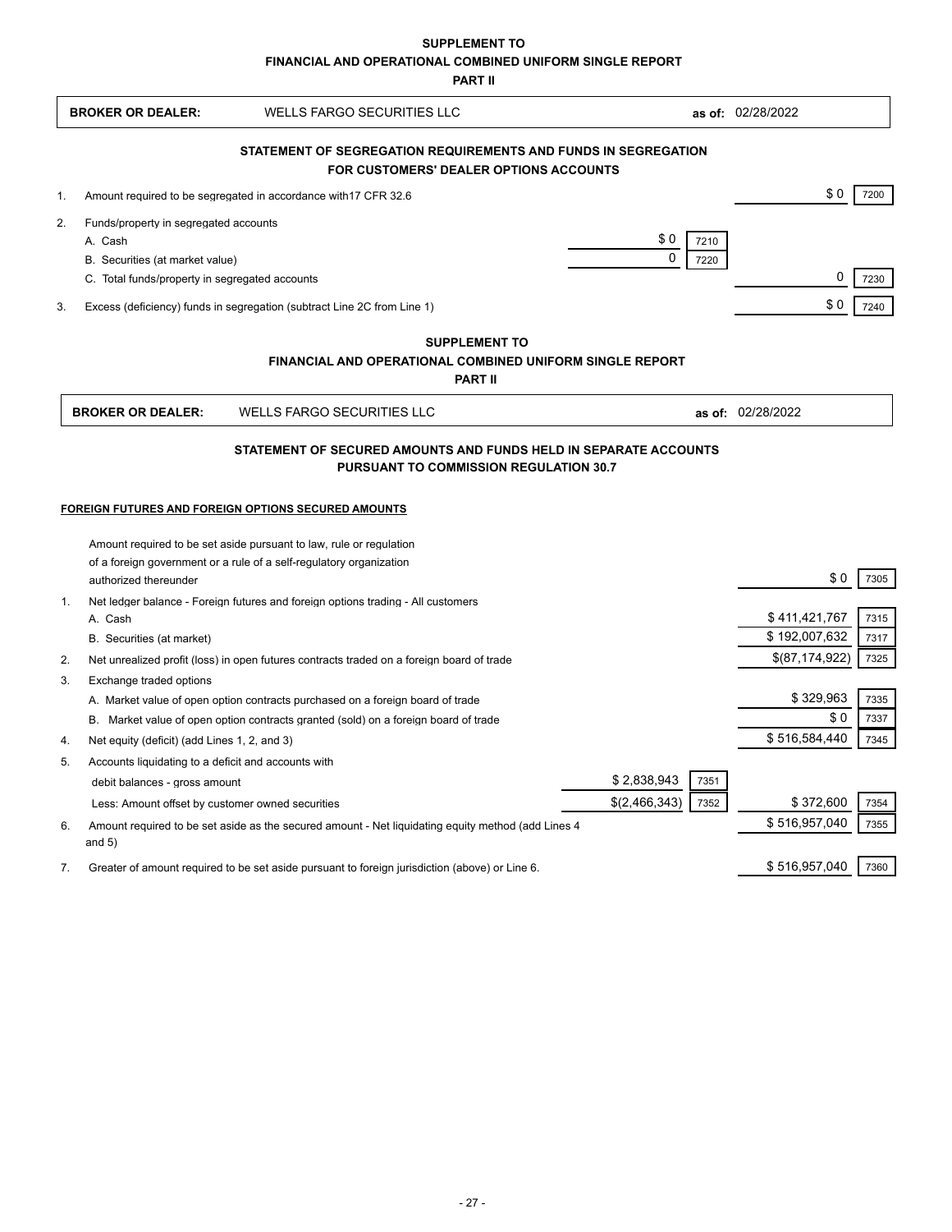**SUPPLEMENT TO**
**FINANCIAL AND OPERATIONAL COMBINED UNIFORM SINGLE REPORT**
**PART II**

**BROKER OR DEALER:** WELLS FARGO SECURITIES LLC **as of:** 02/28/2022

### STATEMENT OF SEGREGATION REQUIREMENTS AND FUNDS IN SEGREGATION FOR CUSTOMERS' DEALER OPTIONS ACCOUNTS

| | | | | | |
|---|---|---|---|---|---|
| 1. | Amount required to be segregated in accordance with17 CFR 32.6 | | | $ 0 | 7200 |
| 2. | Funds/property in segregated accounts | | | | |
| | A. Cash | $ 0 | 7210 | | |
| | B. Securities (at market value) | 0 | 7220 | | |
| | C. Total funds/property in segregated accounts | | | 0 | 7230 |
| 3. | Excess (deficiency) funds in segregation (subtract Line 2C from Line 1) | | | $ 0 | 7240 |

**SUPPLEMENT TO**
**FINANCIAL AND OPERATIONAL COMBINED UNIFORM SINGLE REPORT**
**PART II**

**BROKER OR DEALER:** WELLS FARGO SECURITIES LLC **as of:** 02/28/2022

### STATEMENT OF SECURED AMOUNTS AND FUNDS HELD IN SEPARATE ACCOUNTS PURSUANT TO COMMISSION REGULATION 30.7

**FOREIGN FUTURES AND FOREIGN OPTIONS SECURED AMOUNTS**

| | | | | | |
|---|---|---|---|---|---|
| | Amount required to be set aside pursuant to law, rule or regulation of a foreign government or a rule of a self-regulatory organization authorized thereunder | | | $ 0 | 7305 |
| 1. | Net ledger balance - Foreign futures and foreign options trading - All customers | | | | |
| | A. Cash | | | $ 411,421,767 | 7315 |
| | B. Securities (at market) | | | $ 192,007,632 | 7317 |
| 2. | Net unrealized profit (loss) in open futures contracts traded on a foreign board of trade | | | $(87,174,922) | 7325 |
| 3. | Exchange traded options | | | | |
| | A. Market value of open option contracts purchased on a foreign board of trade | | | $ 329,963 | 7335 |
| | B. Market value of open option contracts granted (sold) on a foreign board of trade | | | $ 0 | 7337 |
| 4. | Net equity (deficit) (add Lines 1, 2, and 3) | | | $ 516,584,440 | 7345 |
| 5. | Accounts liquidating to a deficit and accounts with | | | | |
| | debit balances - gross amount | $ 2,838,943 | 7351 | | |
| | Less: Amount offset by customer owned securities | $(2,466,343) | 7352 | $ 372,600 | 7354 |
| 6. | Amount required to be set aside as the secured amount - Net liquidating equity method (add Lines 4 and 5) | | | $ 516,957,040 | 7355 |
| 7. | Greater of amount required to be set aside pursuant to foreign jurisdiction (above) or Line 6. | | | $ 516,957,040 | 7360 |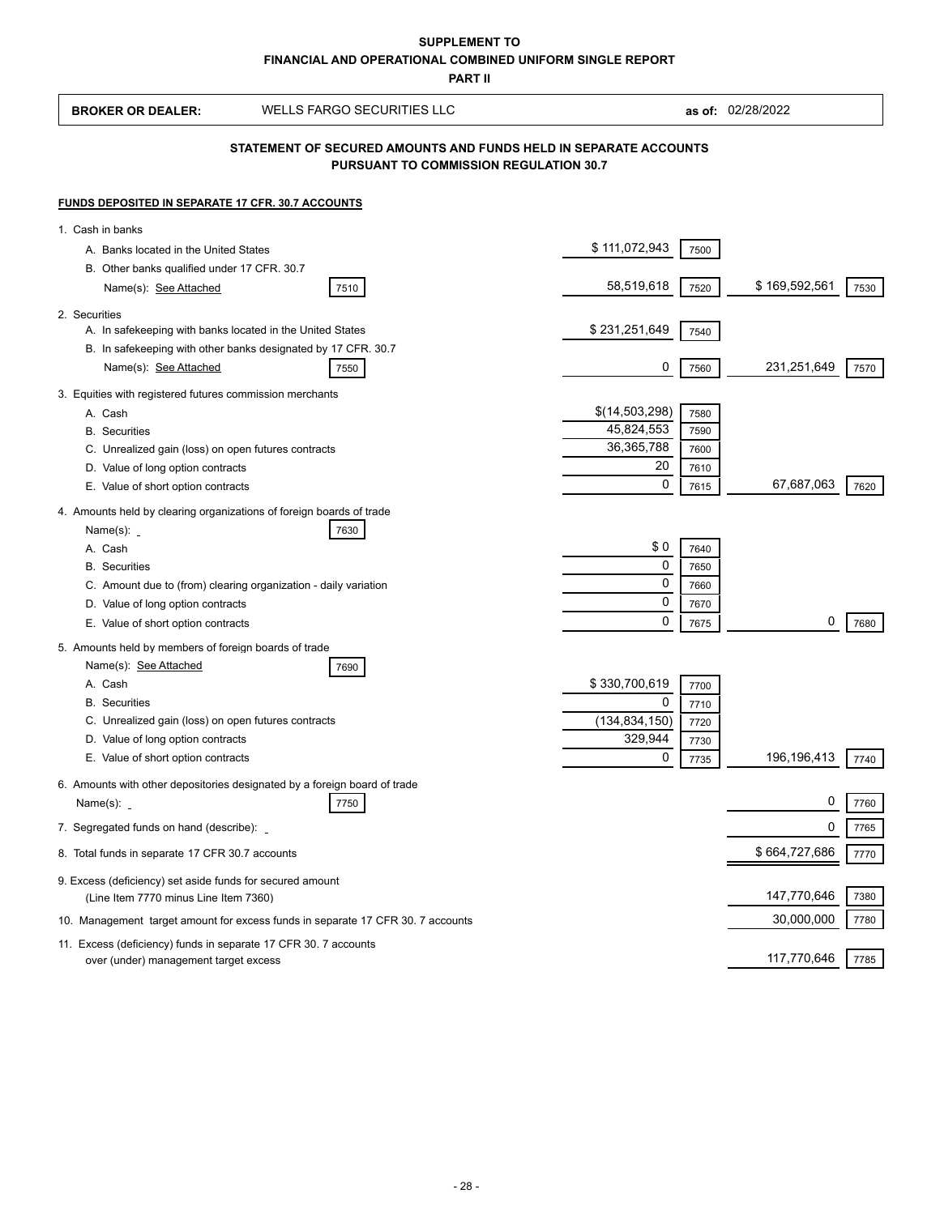**SUPPLEMENT TO**
**FINANCIAL AND OPERATIONAL COMBINED UNIFORM SINGLE REPORT**
**PART II**

**BROKER OR DEALER:** WELLS FARGO SECURITIES LLC **as of:** 02/28/2022

## STATEMENT OF SECURED AMOUNTS AND FUNDS HELD IN SEPARATE ACCOUNTS PURSUANT TO COMMISSION REGULATION 30.7

**FUNDS DEPOSITED IN SEPARATE 17 CFR. 30.7 ACCOUNTS**

| | | | | | |
|---|---|---|---|---|---|
| 1. Cash in banks | | | | | |
| A. Banks located in the United States | | $ 111,072,943 | 7500 | | |
| B. Other banks qualified under 17 CFR. 30.7 | | | | | |
| Name(s): See Attached | 7510 | 58,519,618 | 7520 | $ 169,592,561 | 7530 |
| 2. Securities | | | | | |
| A. In safekeeping with banks located in the United States | | $ 231,251,649 | 7540 | | |
| B. In safekeeping with other banks designated by 17 CFR. 30.7 | | | | | |
| Name(s): See Attached | 7550 | 0 | 7560 | 231,251,649 | 7570 |
| 3. Equities with registered futures commission merchants | | | | | |
| A. Cash | | $(14,503,298) | 7580 | | |
| B. Securities | | 45,824,553 | 7590 | | |
| C. Unrealized gain (loss) on open futures contracts | | 36,365,788 | 7600 | | |
| D. Value of long option contracts | | 20 | 7610 | | |
| E. Value of short option contracts | | 0 | 7615 | 67,687,063 | 7620 |
| 4. Amounts held by clearing organizations of foreign boards of trade | | | | | |
| Name(s): | 7630 | | | | |
| A. Cash | | $ 0 | 7640 | | |
| B. Securities | | 0 | 7650 | | |
| C. Amount due to (from) clearing organization - daily variation | | 0 | 7660 | | |
| D. Value of long option contracts | | 0 | 7670 | | |
| E. Value of short option contracts | | 0 | 7675 | 0 | 7680 |
| 5. Amounts held by members of foreign boards of trade | | | | | |
| Name(s): See Attached | 7690 | | | | |
| A. Cash | | $ 330,700,619 | 7700 | | |
| B. Securities | | 0 | 7710 | | |
| C. Unrealized gain (loss) on open futures contracts | | (134,834,150) | 7720 | | |
| D. Value of long option contracts | | 329,944 | 7730 | | |
| E. Value of short option contracts | | 0 | 7735 | 196,196,413 | 7740 |
| 6. Amounts with other depositories designated by a foreign board of trade | | | | | |
| Name(s): | 7750 | | | 0 | 7760 |
| 7. Segregated funds on hand (describe): | | | | 0 | 7765 |
| 8. Total funds in separate 17 CFR 30.7 accounts | | | | $ 664,727,686 | 7770 |
| 9. Excess (deficiency) set aside funds for secured amount (Line Item 7770 minus Line Item 7360) | | | | 147,770,646 | 7380 |
| 10. Management target amount for excess funds in separate 17 CFR 30. 7 accounts | | | | 30,000,000 | 7780 |
| 11. Excess (deficiency) funds in separate 17 CFR 30. 7 accounts over (under) management target excess | | | | 117,770,646 | 7785 |